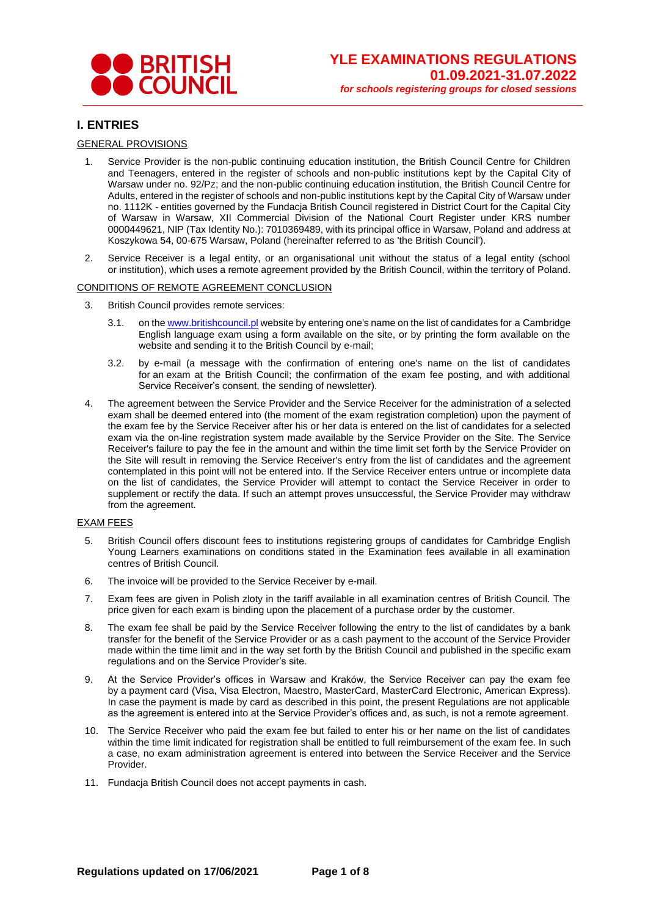BRITISH COUNCIL

# YLE EXAMINATIONS REGULATIONS 01.09.2021-31.07.2022

*for schools registering groups for closed sessions*

## I. ENTRIES

GENERAL PROVISIONS

1. Service Provider is the non-public continuing education institution, the British Council Centre for Children and Teenagers, entered in the register of schools and non-public institutions kept by the Capital City of Warsaw under no. 92/Pz; and the non-public continuing education institution, the British Council Centre for Adults, entered in the register of schools and non-public institutions kept by the Capital City of Warsaw under no. 1112K - entities governed by the Fundacja British Council registered in District Court for the Capital City of Warsaw in Warsaw, XII Commercial Division of the National Court Register under KRS number 0000449621, NIP (Tax Identity No.): 7010369489, with its principal office in Warsaw, Poland and address at Koszykowa 54, 00-675 Warsaw, Poland (hereinafter referred to as 'the British Council').
2. Service Receiver is a legal entity, or an organisational unit without the status of a legal entity (school or institution), which uses a remote agreement provided by the British Council, within the territory of Poland.

CONDITIONS OF REMOTE AGREEMENT CONCLUSION

3. British Council provides remote services:
   3.1. on the www.britishcouncil.pl website by entering one's name on the list of candidates for a Cambridge English language exam using a form available on the site, or by printing the form available on the website and sending it to the British Council by e-mail;
   3.2. by e-mail (a message with the confirmation of entering one's name on the list of candidates for an exam at the British Council; the confirmation of the exam fee posting, and with additional Service Receiver's consent, the sending of newsletter).
4. The agreement between the Service Provider and the Service Receiver for the administration of a selected exam shall be deemed entered into (the moment of the exam registration completion) upon the payment of the exam fee by the Service Receiver after his or her data is entered on the list of candidates for a selected exam via the on-line registration system made available by the Service Provider on the Site. The Service Receiver's failure to pay the fee in the amount and within the time limit set forth by the Service Provider on the Site will result in removing the Service Receiver's entry from the list of candidates and the agreement contemplated in this point will not be entered into. If the Service Receiver enters untrue or incomplete data on the list of candidates, the Service Provider will attempt to contact the Service Receiver in order to supplement or rectify the data. If such an attempt proves unsuccessful, the Service Provider may withdraw from the agreement.

EXAM FEES

5. British Council offers discount fees to institutions registering groups of candidates for Cambridge English Young Learners examinations on conditions stated in the Examination fees available in all examination centres of British Council.
6. The invoice will be provided to the Service Receiver by e-mail.
7. Exam fees are given in Polish zloty in the tariff available in all examination centres of British Council. The price given for each exam is binding upon the placement of a purchase order by the customer.
8. The exam fee shall be paid by the Service Receiver following the entry to the list of candidates by a bank transfer for the benefit of the Service Provider or as a cash payment to the account of the Service Provider made within the time limit and in the way set forth by the British Council and published in the specific exam regulations and on the Service Provider's site.
9. At the Service Provider's offices in Warsaw and Kraków, the Service Receiver can pay the exam fee by a payment card (Visa, Visa Electron, Maestro, MasterCard, MasterCard Electronic, American Express). In case the payment is made by card as described in this point, the present Regulations are not applicable as the agreement is entered into at the Service Provider's offices and, as such, is not a remote agreement.
10. The Service Receiver who paid the exam fee but failed to enter his or her name on the list of candidates within the time limit indicated for registration shall be entitled to full reimbursement of the exam fee. In such a case, no exam administration agreement is entered into between the Service Receiver and the Service Provider.
11. Fundacja British Council does not accept payments in cash.

**Regulations updated on 17/06/2021**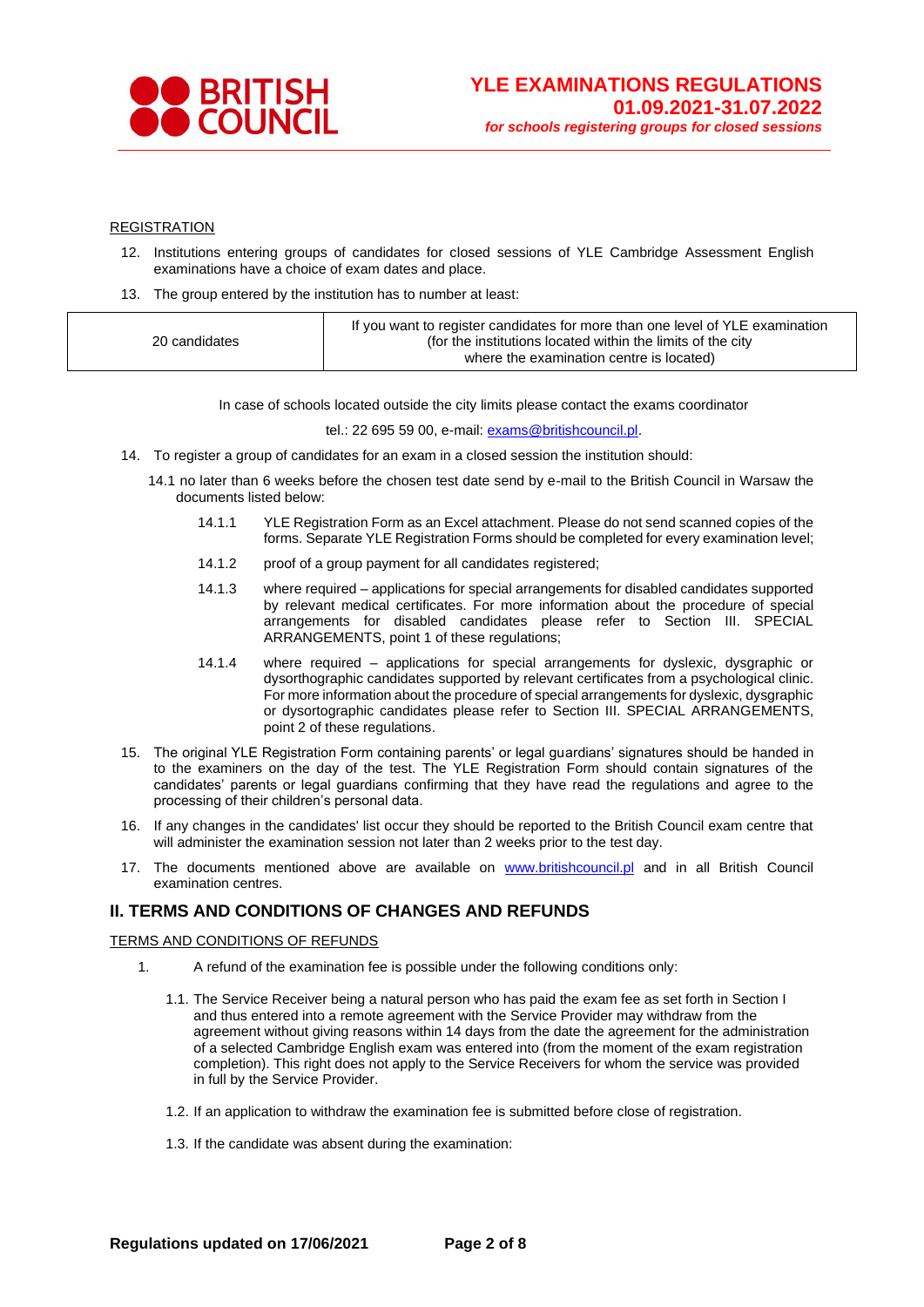REGISTRATION

12. Institutions entering groups of candidates for closed sessions of YLE Cambridge Assessment English examinations have a choice of exam dates and place.
13. The group entered by the institution has to number at least:

| | |
|---|---|
| 20 candidates | If you want to register candidates for more than one level of YLE examination (for the institutions located within the limits of the city where the examination centre is located) |

In case of schools located outside the city limits please contact the exams coordinator

tel.: 22 695 59 00, e-mail: exams@britishcouncil.pl.

14. To register a group of candidates for an exam in a closed session the institution should:

    14.1 no later than 6 weeks before the chosen test date send by e-mail to the British Council in Warsaw the documents listed below:

    - 14.1.1 YLE Registration Form as an Excel attachment. Please do not send scanned copies of the forms. Separate YLE Registration Forms should be completed for every examination level;
    - 14.1.2 proof of a group payment for all candidates registered;
    - 14.1.3 where required – applications for special arrangements for disabled candidates supported by relevant medical certificates. For more information about the procedure of special arrangements for disabled candidates please refer to Section III. SPECIAL ARRANGEMENTS, point 1 of these regulations;
    - 14.1.4 where required – applications for special arrangements for dyslexic, dysgraphic or dysorthographic candidates supported by relevant certificates from a psychological clinic. For more information about the procedure of special arrangements for dyslexic, dysgraphic or dysortographic candidates please refer to Section III. SPECIAL ARRANGEMENTS, point 2 of these regulations.

15. The original YLE Registration Form containing parents' or legal guardians' signatures should be handed in to the examiners on the day of the test. The YLE Registration Form should contain signatures of the candidates' parents or legal guardians confirming that they have read the regulations and agree to the processing of their children's personal data.
16. If any changes in the candidates' list occur they should be reported to the British Council exam centre that will administer the examination session not later than 2 weeks prior to the test day.
17. The documents mentioned above are available on www.britishcouncil.pl and in all British Council examination centres.

## II. TERMS AND CONDITIONS OF CHANGES AND REFUNDS

TERMS AND CONDITIONS OF REFUNDS

1. A refund of the examination fee is possible under the following conditions only:

    1.1. The Service Receiver being a natural person who has paid the exam fee as set forth in Section I and thus entered into a remote agreement with the Service Provider may withdraw from the agreement without giving reasons within 14 days from the date the agreement for the administration of a selected Cambridge English exam was entered into (from the moment of the exam registration completion). This right does not apply to the Service Receivers for whom the service was provided in full by the Service Provider.

    1.2. If an application to withdraw the examination fee is submitted before close of registration.

    1.3. If the candidate was absent during the examination: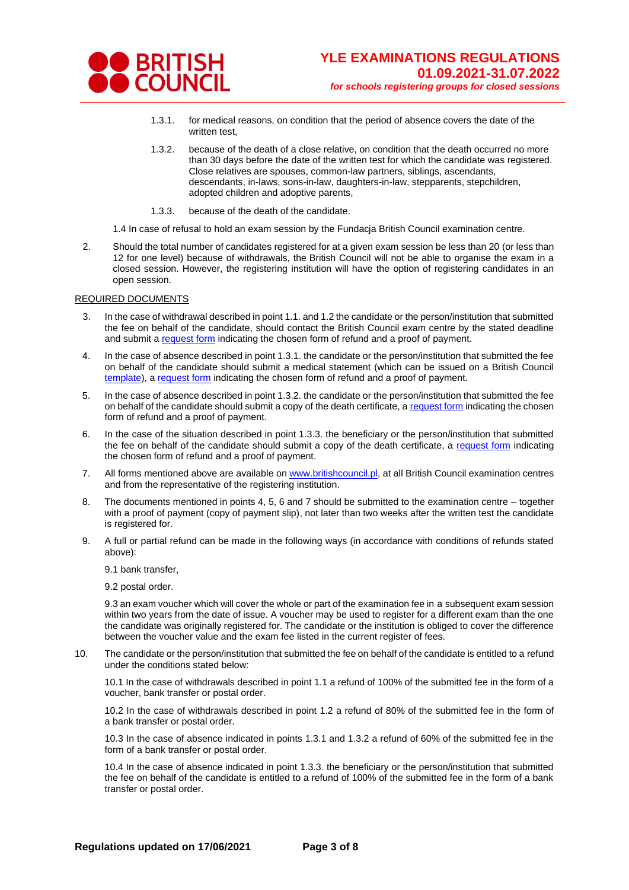1.3.1. for medical reasons, on condition that the period of absence covers the date of the written test,

1.3.2. because of the death of a close relative, on condition that the death occurred no more than 30 days before the date of the written test for which the candidate was registered. Close relatives are spouses, common-law partners, siblings, ascendants, descendants, in-laws, sons-in-law, daughters-in-law, stepparents, stepchildren, adopted children and adoptive parents,

1.3.3. because of the death of the candidate.

1.4 In case of refusal to hold an exam session by the Fundacja British Council examination centre.

2. Should the total number of candidates registered for at a given exam session be less than 20 (or less than 12 for one level) because of withdrawals, the British Council will not be able to organise the exam in a closed session. However, the registering institution will have the option of registering candidates in an open session.

REQUIRED DOCUMENTS

3. In the case of withdrawal described in point 1.1. and 1.2 the candidate or the person/institution that submitted the fee on behalf of the candidate, should contact the British Council exam centre by the stated deadline and submit a request form indicating the chosen form of refund and a proof of payment.

4. In the case of absence described in point 1.3.1. the candidate or the person/institution that submitted the fee on behalf of the candidate should submit a medical statement (which can be issued on a British Council template), a request form indicating the chosen form of refund and a proof of payment.

5. In the case of absence described in point 1.3.2. the candidate or the person/institution that submitted the fee on behalf of the candidate should submit a copy of the death certificate, a request form indicating the chosen form of refund and a proof of payment.

6. In the case of the situation described in point 1.3.3. the beneficiary or the person/institution that submitted the fee on behalf of the candidate should submit a copy of the death certificate, a request form indicating the chosen form of refund and a proof of payment.

7. All forms mentioned above are available on www.britishcouncil.pl, at all British Council examination centres and from the representative of the registering institution.

8. The documents mentioned in points 4, 5, 6 and 7 should be submitted to the examination centre – together with a proof of payment (copy of payment slip), not later than two weeks after the written test the candidate is registered for.

9. A full or partial refund can be made in the following ways (in accordance with conditions of refunds stated above):

   9.1 bank transfer,

   9.2 postal order.

   9.3 an exam voucher which will cover the whole or part of the examination fee in a subsequent exam session within two years from the date of issue. A voucher may be used to register for a different exam than the one the candidate was originally registered for. The candidate or the institution is obliged to cover the difference between the voucher value and the exam fee listed in the current register of fees.

10. The candidate or the person/institution that submitted the fee on behalf of the candidate is entitled to a refund under the conditions stated below:

    10.1 In the case of withdrawals described in point 1.1 a refund of 100% of the submitted fee in the form of a voucher, bank transfer or postal order.

    10.2 In the case of withdrawals described in point 1.2 a refund of 80% of the submitted fee in the form of a bank transfer or postal order.

    10.3 In the case of absence indicated in points 1.3.1 and 1.3.2 a refund of 60% of the submitted fee in the form of a bank transfer or postal order.

    10.4 In the case of absence indicated in point 1.3.3. the beneficiary or the person/institution that submitted the fee on behalf of the candidate is entitled to a refund of 100% of the submitted fee in the form of a bank transfer or postal order.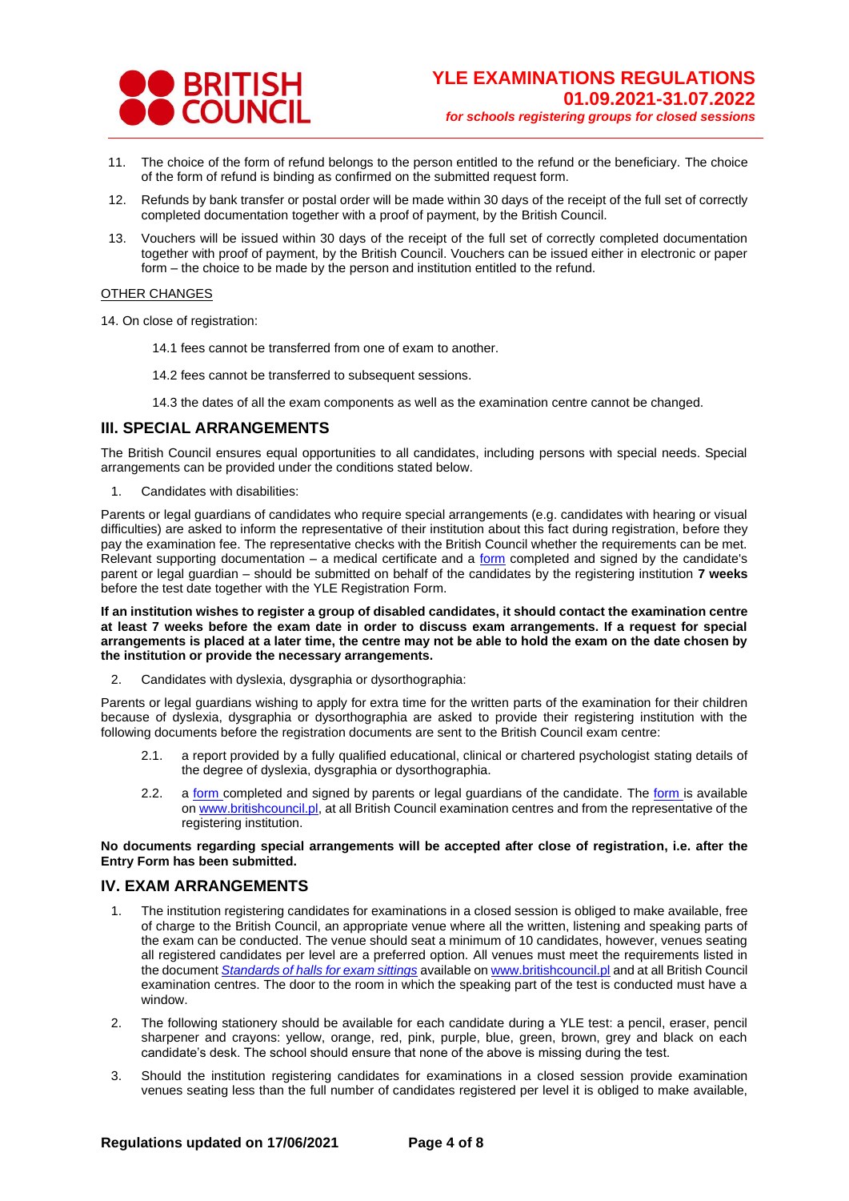11. The choice of the form of refund belongs to the person entitled to the refund or the beneficiary. The choice of the form of refund is binding as confirmed on the submitted request form.

12. Refunds by bank transfer or postal order will be made within 30 days of the receipt of the full set of correctly completed documentation together with a proof of payment, by the British Council.

13. Vouchers will be issued within 30 days of the receipt of the full set of correctly completed documentation together with proof of payment, by the British Council. Vouchers can be issued either in electronic or paper form – the choice to be made by the person and institution entitled to the refund.

<u>OTHER CHANGES</u>

14. On close of registration:

 14.1 fees cannot be transferred from one of exam to another.

 14.2 fees cannot be transferred to subsequent sessions.

 14.3 the dates of all the exam components as well as the examination centre cannot be changed.

## III. SPECIAL ARRANGEMENTS

The British Council ensures equal opportunities to all candidates, including persons with special needs. Special arrangements can be provided under the conditions stated below.

1. Candidates with disabilities:

Parents or legal guardians of candidates who require special arrangements (e.g. candidates with hearing or visual difficulties) are asked to inform the representative of their institution about this fact during registration, before they pay the examination fee. The representative checks with the British Council whether the requirements can be met. Relevant supporting documentation – a medical certificate and a form completed and signed by the candidate's parent or legal guardian – should be submitted on behalf of the candidates by the registering institution **7 weeks** before the test date together with the YLE Registration Form.

**If an institution wishes to register a group of disabled candidates, it should contact the examination centre at least 7 weeks before the exam date in order to discuss exam arrangements. If a request for special arrangements is placed at a later time, the centre may not be able to hold the exam on the date chosen by the institution or provide the necessary arrangements.**

2. Candidates with dyslexia, dysgraphia or dysorthographia:

Parents or legal guardians wishing to apply for extra time for the written parts of the examination for their children because of dyslexia, dysgraphia or dysorthographia are asked to provide their registering institution with the following documents before the registration documents are sent to the British Council exam centre:

 2.1. a report provided by a fully qualified educational, clinical or chartered psychologist stating details of the degree of dyslexia, dysgraphia or dysorthographia.

 2.2. a form completed and signed by parents or legal guardians of the candidate. The form is available on www.britishcouncil.pl, at all British Council examination centres and from the representative of the registering institution.

**No documents regarding special arrangements will be accepted after close of registration, i.e. after the Entry Form has been submitted.**

## IV. EXAM ARRANGEMENTS

1. The institution registering candidates for examinations in a closed session is obliged to make available, free of charge to the British Council, an appropriate venue where all the written, listening and speaking parts of the exam can be conducted. The venue should seat a minimum of 10 candidates, however, venues seating all registered candidates per level are a preferred option. All venues must meet the requirements listed in the document *Standards of halls for exam sittings* available on www.britishcouncil.pl and at all British Council examination centres. The door to the room in which the speaking part of the test is conducted must have a window.

2. The following stationery should be available for each candidate during a YLE test: a pencil, eraser, pencil sharpener and crayons: yellow, orange, red, pink, purple, blue, green, brown, grey and black on each candidate's desk. The school should ensure that none of the above is missing during the test.

3. Should the institution registering candidates for examinations in a closed session provide examination venues seating less than the full number of candidates registered per level it is obliged to make available,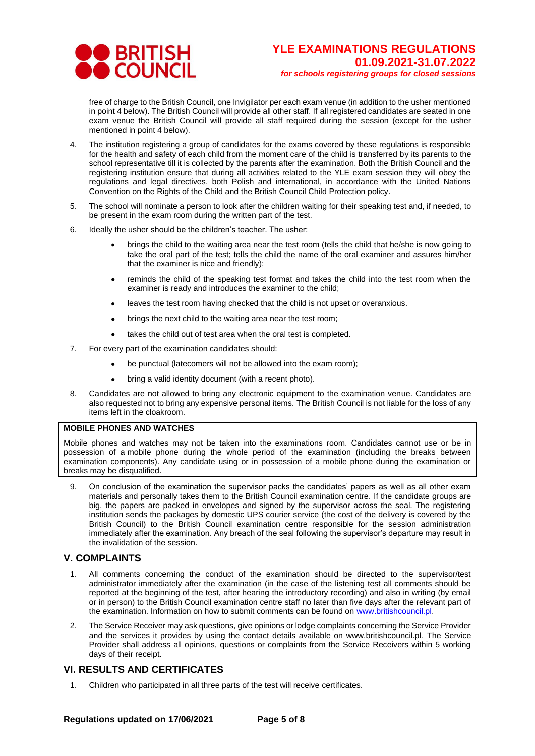free of charge to the British Council, one Invigilator per each exam venue (in addition to the usher mentioned in point 4 below). The British Council will provide all other staff. If all registered candidates are seated in one exam venue the British Council will provide all staff required during the session (except for the usher mentioned in point 4 below).

4. The institution registering a group of candidates for the exams covered by these regulations is responsible for the health and safety of each child from the moment care of the child is transferred by its parents to the school representative till it is collected by the parents after the examination. Both the British Council and the registering institution ensure that during all activities related to the YLE exam session they will obey the regulations and legal directives, both Polish and international, in accordance with the United Nations Convention on the Rights of the Child and the British Council Child Protection policy.

5. The school will nominate a person to look after the children waiting for their speaking test and, if needed, to be present in the exam room during the written part of the test.

6. Ideally the usher should be the children's teacher. The usher:

   - brings the child to the waiting area near the test room (tells the child that he/she is now going to take the oral part of the test; tells the child the name of the oral examiner and assures him/her that the examiner is nice and friendly);
   - reminds the child of the speaking test format and takes the child into the test room when the examiner is ready and introduces the examiner to the child;
   - leaves the test room having checked that the child is not upset or overanxious.
   - brings the next child to the waiting area near the test room;
   - takes the child out of test area when the oral test is completed.

7. For every part of the examination candidates should:

   - be punctual (latecomers will not be allowed into the exam room);
   - bring a valid identity document (with a recent photo).

8. Candidates are not allowed to bring any electronic equipment to the examination venue. Candidates are also requested not to bring any expensive personal items. The British Council is not liable for the loss of any items left in the cloakroom.

**MOBILE PHONES AND WATCHES**

Mobile phones and watches may not be taken into the examinations room. Candidates cannot use or be in possession of a mobile phone during the whole period of the examination (including the breaks between examination components). Any candidate using or in possession of a mobile phone during the examination or breaks may be disqualified.

9. On conclusion of the examination the supervisor packs the candidates' papers as well as all other exam materials and personally takes them to the British Council examination centre. If the candidate groups are big, the papers are packed in envelopes and signed by the supervisor across the seal. The registering institution sends the packages by domestic UPS courier service (the cost of the delivery is covered by the British Council) to the British Council examination centre responsible for the session administration immediately after the examination. Any breach of the seal following the supervisor's departure may result in the invalidation of the session.

## V. COMPLAINTS

1. All comments concerning the conduct of the examination should be directed to the supervisor/test administrator immediately after the examination (in the case of the listening test all comments should be reported at the beginning of the test, after hearing the introductory recording) and also in writing (by email or in person) to the British Council examination centre staff no later than five days after the relevant part of the examination. Information on how to submit comments can be found on www.britishcouncil.pl.

2. The Service Receiver may ask questions, give opinions or lodge complaints concerning the Service Provider and the services it provides by using the contact details available on www.britishcouncil.pl. The Service Provider shall address all opinions, questions or complaints from the Service Receivers within 5 working days of their receipt.

## VI. RESULTS AND CERTIFICATES

1. Children who participated in all three parts of the test will receive certificates.

**Regulations updated on 17/06/2021**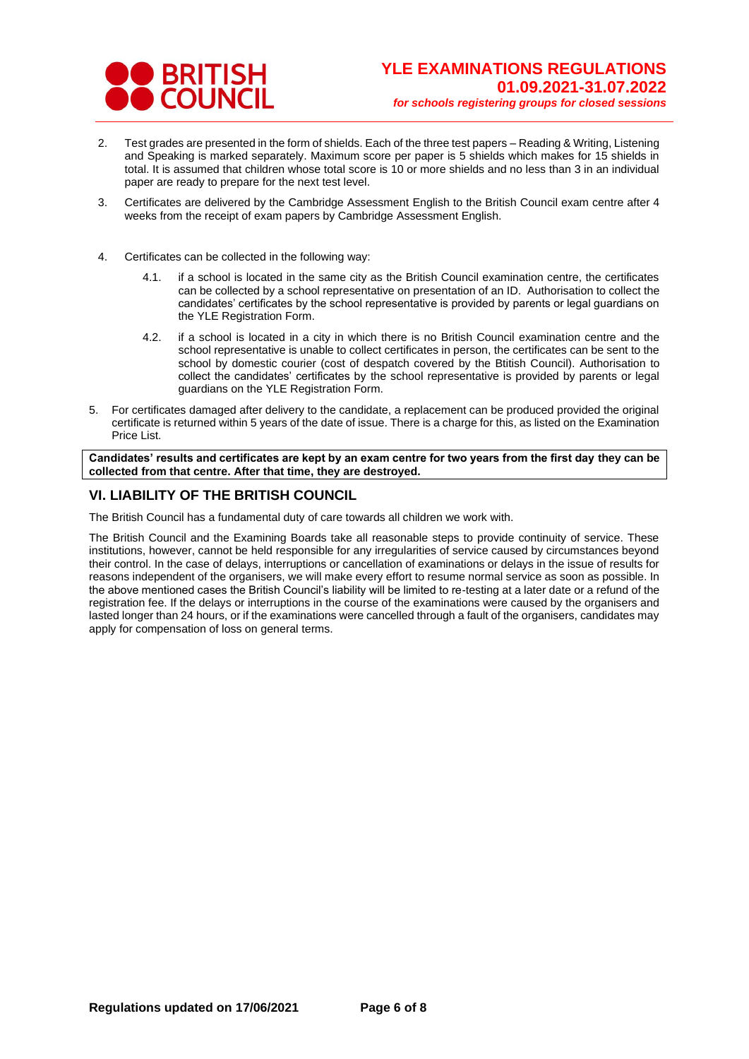2. Test grades are presented in the form of shields. Each of the three test papers – Reading & Writing, Listening and Speaking is marked separately. Maximum score per paper is 5 shields which makes for 15 shields in total. It is assumed that children whose total score is 10 or more shields and no less than 3 in an individual paper are ready to prepare for the next test level.

3. Certificates are delivered by the Cambridge Assessment English to the British Council exam centre after 4 weeks from the receipt of exam papers by Cambridge Assessment English.

4. Certificates can be collected in the following way:

   4.1. if a school is located in the same city as the British Council examination centre, the certificates can be collected by a school representative on presentation of an ID. Authorisation to collect the candidates' certificates by the school representative is provided by parents or legal guardians on the YLE Registration Form.

   4.2. if a school is located in a city in which there is no British Council examination centre and the school representative is unable to collect certificates in person, the certificates can be sent to the school by domestic courier (cost of despatch covered by the Btitish Council). Authorisation to collect the candidates' certificates by the school representative is provided by parents or legal guardians on the YLE Registration Form.

5. For certificates damaged after delivery to the candidate, a replacement can be produced provided the original certificate is returned within 5 years of the date of issue. There is a charge for this, as listed on the Examination Price List.

**Candidates' results and certificates are kept by an exam centre for two years from the first day they can be collected from that centre. After that time, they are destroyed.**

## VI. LIABILITY OF THE BRITISH COUNCIL

The British Council has a fundamental duty of care towards all children we work with.

The British Council and the Examining Boards take all reasonable steps to provide continuity of service. These institutions, however, cannot be held responsible for any irregularities of service caused by circumstances beyond their control. In the case of delays, interruptions or cancellation of examinations or delays in the issue of results for reasons independent of the organisers, we will make every effort to resume normal service as soon as possible. In the above mentioned cases the British Council's liability will be limited to re-testing at a later date or a refund of the registration fee. If the delays or interruptions in the course of the examinations were caused by the organisers and lasted longer than 24 hours, or if the examinations were cancelled through a fault of the organisers, candidates may apply for compensation of loss on general terms.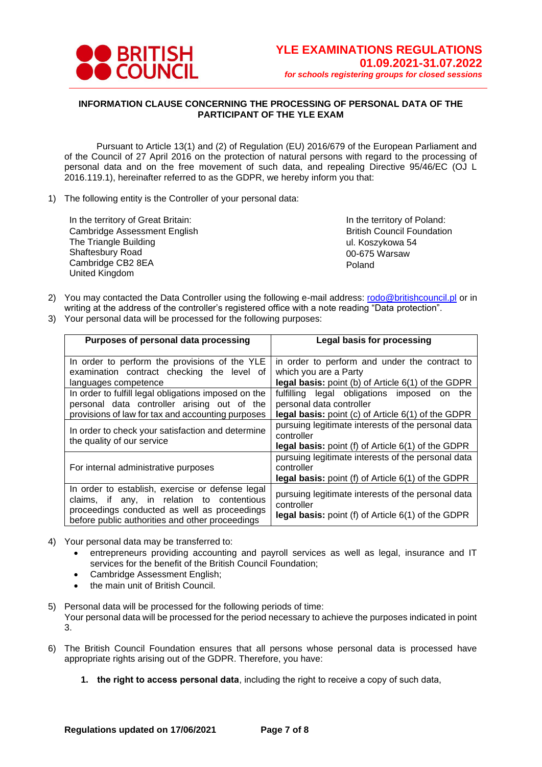## INFORMATION CLAUSE CONCERNING THE PROCESSING OF PERSONAL DATA OF THE PARTICIPANT OF THE YLE EXAM

Pursuant to Article 13(1) and (2) of Regulation (EU) 2016/679 of the European Parliament and of the Council of 27 April 2016 on the protection of natural persons with regard to the processing of personal data and on the free movement of such data, and repealing Directive 95/46/EC (OJ L 2016.119.1), hereinafter referred to as the GDPR, we hereby inform you that:

1) The following entity is the Controller of your personal data:

   In the territory of Great Britain:
   Cambridge Assessment English
   The Triangle Building
   Shaftesbury Road
   Cambridge CB2 8EA
   United Kingdom

   In the territory of Poland:
   British Council Foundation
   ul. Koszykowa 54
   00-675 Warsaw
   Poland

2) You may contacted the Data Controller using the following e-mail address: rodo@britishcouncil.pl or in writing at the address of the controller's registered office with a note reading "Data protection".
3) Your personal data will be processed for the following purposes:

| Purposes of personal data processing | Legal basis for processing |
|---|---|
| In order to perform the provisions of the YLE examination contract checking the level of languages competence | in order to perform and under the contract to which you are a Party<br>**legal basis:** point (b) of Article 6(1) of the GDPR |
| In order to fulfill legal obligations imposed on the personal data controller arising out of the provisions of law for tax and accounting purposes | fulfilling legal obligations imposed on the personal data controller<br>**legal basis:** point (c) of Article 6(1) of the GDPR |
| In order to check your satisfaction and determine the quality of our service | pursuing legitimate interests of the personal data controller<br>**legal basis:** point (f) of Article 6(1) of the GDPR |
| For internal administrative purposes | pursuing legitimate interests of the personal data controller<br>**legal basis:** point (f) of Article 6(1) of the GDPR |
| In order to establish, exercise or defense legal claims, if any, in relation to contentious proceedings conducted as well as proceedings before public authorities and other proceedings | pursuing legitimate interests of the personal data controller<br>**legal basis:** point (f) of Article 6(1) of the GDPR |

4) Your personal data may be transferred to:
   - entrepreneurs providing accounting and payroll services as well as legal, insurance and IT services for the benefit of the British Council Foundation;
   - Cambridge Assessment English;
   - the main unit of British Council.

5) Personal data will be processed for the following periods of time:
   Your personal data will be processed for the period necessary to achieve the purposes indicated in point 3.

6) The British Council Foundation ensures that all persons whose personal data is processed have appropriate rights arising out of the GDPR. Therefore, you have:

   1. **the right to access personal data**, including the right to receive a copy of such data,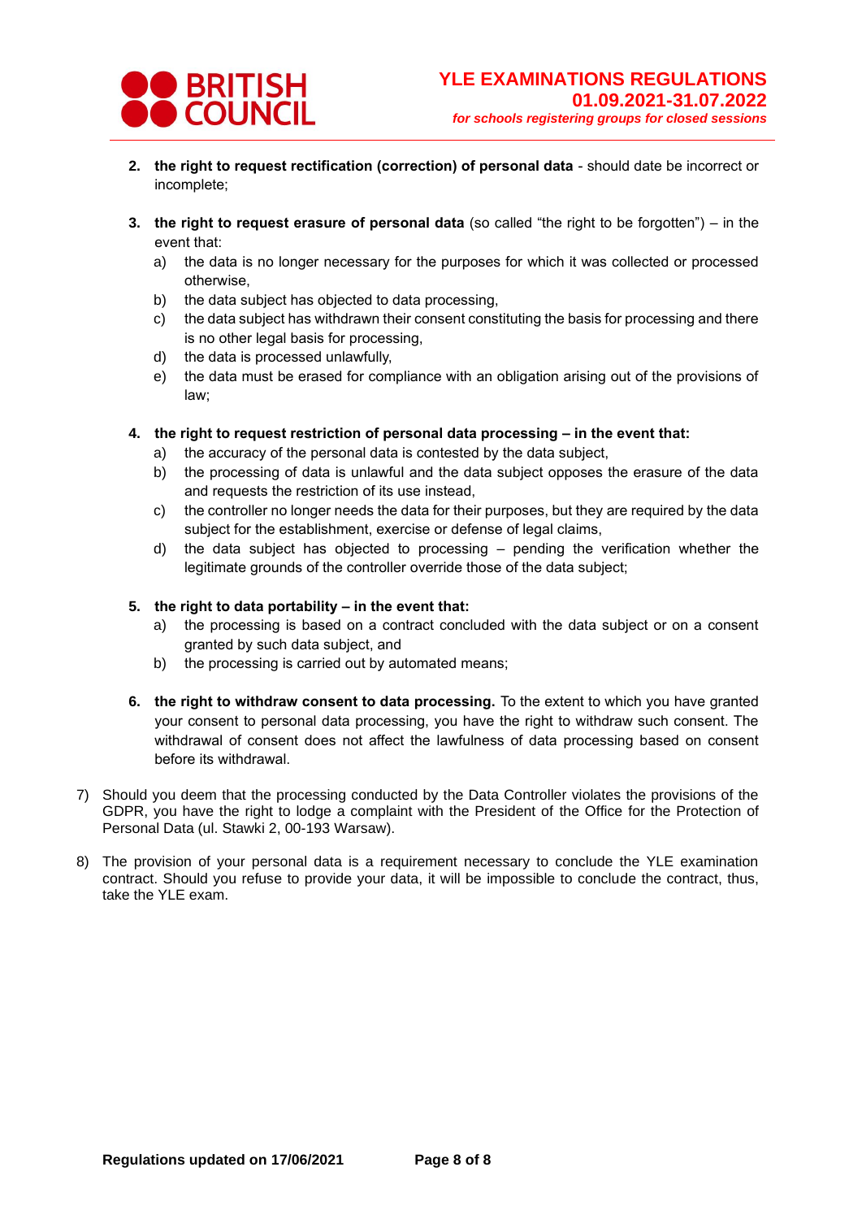2. **the right to request rectification (correction) of personal data** - should date be incorrect or incomplete;

3. **the right to request erasure of personal data** (so called "the right to be forgotten") – in the event that:
   a) the data is no longer necessary for the purposes for which it was collected or processed otherwise,
   b) the data subject has objected to data processing,
   c) the data subject has withdrawn their consent constituting the basis for processing and there is no other legal basis for processing,
   d) the data is processed unlawfully,
   e) the data must be erased for compliance with an obligation arising out of the provisions of law;

4. **the right to request restriction of personal data processing – in the event that:**
   a) the accuracy of the personal data is contested by the data subject,
   b) the processing of data is unlawful and the data subject opposes the erasure of the data and requests the restriction of its use instead,
   c) the controller no longer needs the data for their purposes, but they are required by the data subject for the establishment, exercise or defense of legal claims,
   d) the data subject has objected to processing – pending the verification whether the legitimate grounds of the controller override those of the data subject;

5. **the right to data portability – in the event that:**
   a) the processing is based on a contract concluded with the data subject or on a consent granted by such data subject, and
   b) the processing is carried out by automated means;

6. **the right to withdraw consent to data processing.** To the extent to which you have granted your consent to personal data processing, you have the right to withdraw such consent. The withdrawal of consent does not affect the lawfulness of data processing based on consent before its withdrawal.

7) Should you deem that the processing conducted by the Data Controller violates the provisions of the GDPR, you have the right to lodge a complaint with the President of the Office for the Protection of Personal Data (ul. Stawki 2, 00-193 Warsaw).

8) The provision of your personal data is a requirement necessary to conclude the YLE examination contract. Should you refuse to provide your data, it will be impossible to conclude the contract, thus, take the YLE exam.